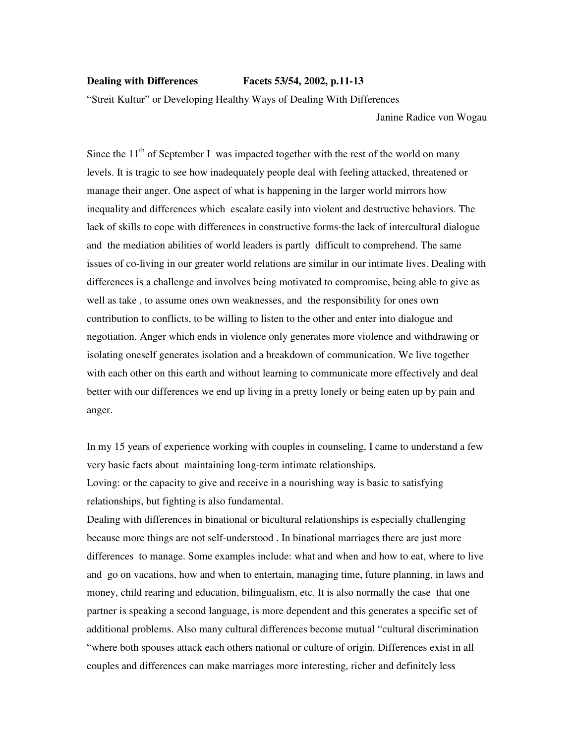**Dealing with Differences** **Facets 53/54, 2002, p.11-13**

"Streit Kultur" or Developing Healthy Ways of Dealing With Differences

Janine Radice von Wogau

Since the 11th of September I was impacted together with the rest of the world on many levels. It is tragic to see how inadequately people deal with feeling attacked, threatened or manage their anger. One aspect of what is happening in the larger world mirrors how inequality and differences which escalate easily into violent and destructive behaviors. The lack of skills to cope with differences in constructive forms-the lack of intercultural dialogue and the mediation abilities of world leaders is partly difficult to comprehend. The same issues of co-living in our greater world relations are similar in our intimate lives. Dealing with differences is a challenge and involves being motivated to compromise, being able to give as well as take , to assume ones own weaknesses, and the responsibility for ones own contribution to conflicts, to be willing to listen to the other and enter into dialogue and negotiation. Anger which ends in violence only generates more violence and withdrawing or isolating oneself generates isolation and a breakdown of communication. We live together with each other on this earth and without learning to communicate more effectively and deal better with our differences we end up living in a pretty lonely or being eaten up by pain and anger.

In my 15 years of experience working with couples in counseling, I came to understand a few very basic facts about maintaining long-term intimate relationships.

Loving: or the capacity to give and receive in a nourishing way is basic to satisfying relationships, but fighting is also fundamental.

Dealing with differences in binational or bicultural relationships is especially challenging because more things are not self-understood . In binational marriages there are just more differences to manage. Some examples include: what and when and how to eat, where to live and go on vacations, how and when to entertain, managing time, future planning, in laws and money, child rearing and education, bilingualism, etc. It is also normally the case that one partner is speaking a second language, is more dependent and this generates a specific set of additional problems. Also many cultural differences become mutual "cultural discrimination "where both spouses attack each others national or culture of origin. Differences exist in all couples and differences can make marriages more interesting, richer and definitely less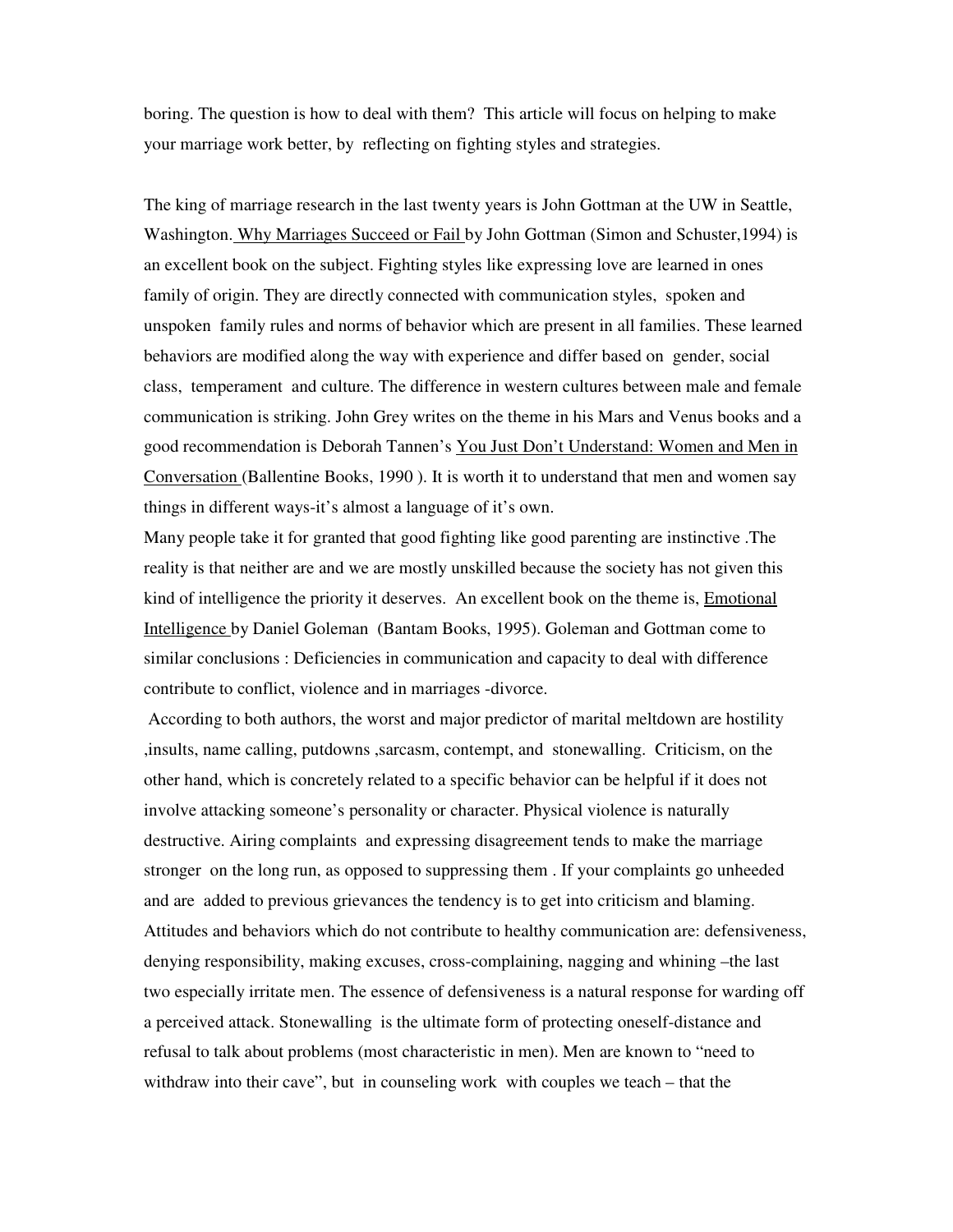boring. The question is how to deal with them? This article will focus on helping to make your marriage work better, by reflecting on fighting styles and strategies.

The king of marriage research in the last twenty years is John Gottman at the UW in Seattle, Washington. Why Marriages Succeed or Fail by John Gottman (Simon and Schuster,1994) is an excellent book on the subject. Fighting styles like expressing love are learned in ones family of origin. They are directly connected with communication styles, spoken and unspoken family rules and norms of behavior which are present in all families. These learned behaviors are modified along the way with experience and differ based on gender, social class, temperament and culture. The difference in western cultures between male and female communication is striking. John Grey writes on the theme in his Mars and Venus books and a good recommendation is Deborah Tannen's You Just Don't Understand: Women and Men in Conversation (Ballentine Books, 1990 ). It is worth it to understand that men and women say things in different ways-it's almost a language of it's own.

Many people take it for granted that good fighting like good parenting are instinctive .The reality is that neither are and we are mostly unskilled because the society has not given this kind of intelligence the priority it deserves. An excellent book on the theme is, Emotional Intelligence by Daniel Goleman (Bantam Books, 1995). Goleman and Gottman come to similar conclusions : Deficiencies in communication and capacity to deal with difference contribute to conflict, violence and in marriages -divorce.

According to both authors, the worst and major predictor of marital meltdown are hostility ,insults, name calling, putdowns ,sarcasm, contempt, and stonewalling. Criticism, on the other hand, which is concretely related to a specific behavior can be helpful if it does not involve attacking someone's personality or character. Physical violence is naturally destructive. Airing complaints and expressing disagreement tends to make the marriage stronger on the long run, as opposed to suppressing them . If your complaints go unheeded and are added to previous grievances the tendency is to get into criticism and blaming. Attitudes and behaviors which do not contribute to healthy communication are: defensiveness, denying responsibility, making excuses, cross-complaining, nagging and whining –the last two especially irritate men. The essence of defensiveness is a natural response for warding off a perceived attack. Stonewalling is the ultimate form of protecting oneself-distance and refusal to talk about problems (most characteristic in men). Men are known to "need to withdraw into their cave", but in counseling work with couples we teach – that the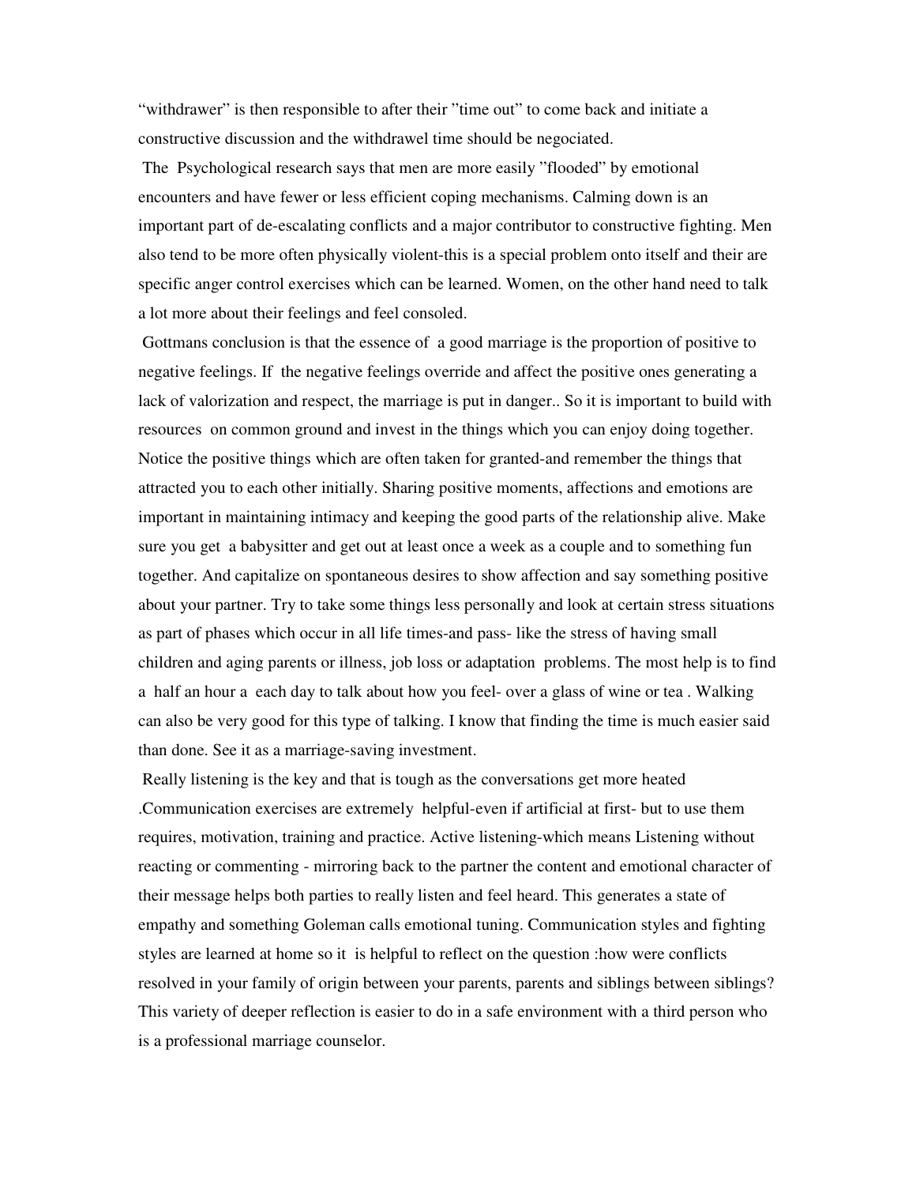"withdrawer" is then responsible to after their "time out" to come back and initiate a constructive discussion and the withdrawel time should be negociated.

The Psychological research says that men are more easily "flooded" by emotional encounters and have fewer or less efficient coping mechanisms. Calming down is an important part of de-escalating conflicts and a major contributor to constructive fighting. Men also tend to be more often physically violent-this is a special problem onto itself and their are specific anger control exercises which can be learned. Women, on the other hand need to talk a lot more about their feelings and feel consoled.

Gottmans conclusion is that the essence of a good marriage is the proportion of positive to negative feelings. If the negative feelings override and affect the positive ones generating a lack of valorization and respect, the marriage is put in danger.. So it is important to build with resources on common ground and invest in the things which you can enjoy doing together. Notice the positive things which are often taken for granted-and remember the things that attracted you to each other initially. Sharing positive moments, affections and emotions are important in maintaining intimacy and keeping the good parts of the relationship alive. Make sure you get a babysitter and get out at least once a week as a couple and to something fun together. And capitalize on spontaneous desires to show affection and say something positive about your partner. Try to take some things less personally and look at certain stress situations as part of phases which occur in all life times-and pass- like the stress of having small children and aging parents or illness, job loss or adaptation problems. The most help is to find a half an hour a each day to talk about how you feel- over a glass of wine or tea . Walking can also be very good for this type of talking. I know that finding the time is much easier said than done. See it as a marriage-saving investment.

Really listening is the key and that is tough as the conversations get more heated .Communication exercises are extremely helpful-even if artificial at first- but to use them requires, motivation, training and practice. Active listening-which means Listening without reacting or commenting - mirroring back to the partner the content and emotional character of their message helps both parties to really listen and feel heard. This generates a state of empathy and something Goleman calls emotional tuning. Communication styles and fighting styles are learned at home so it is helpful to reflect on the question :how were conflicts resolved in your family of origin between your parents, parents and siblings between siblings? This variety of deeper reflection is easier to do in a safe environment with a third person who is a professional marriage counselor.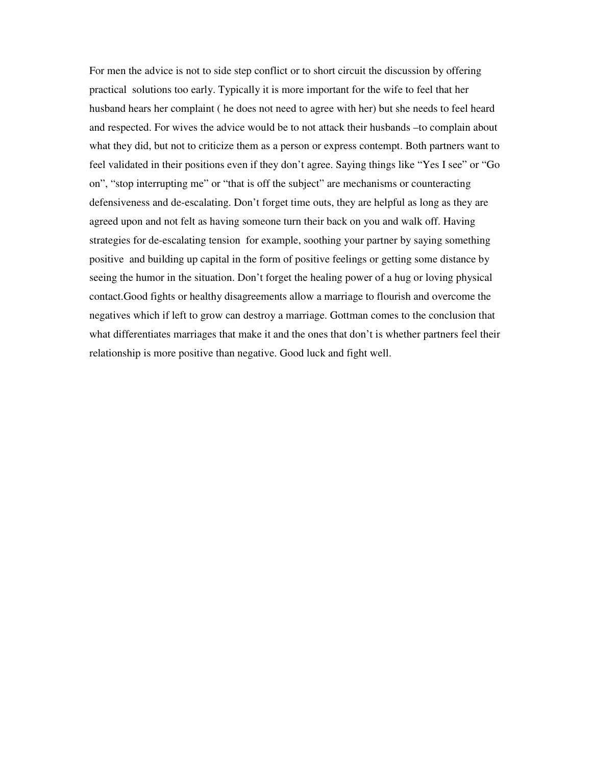For men the advice is not to side step conflict or to short circuit the discussion by offering practical solutions too early. Typically it is more important for the wife to feel that her husband hears her complaint ( he does not need to agree with her) but she needs to feel heard and respected. For wives the advice would be to not attack their husbands –to complain about what they did, but not to criticize them as a person or express contempt. Both partners want to feel validated in their positions even if they don't agree. Saying things like "Yes I see" or "Go on", "stop interrupting me" or "that is off the subject" are mechanisms or counteracting defensiveness and de-escalating. Don't forget time outs, they are helpful as long as they are agreed upon and not felt as having someone turn their back on you and walk off. Having strategies for de-escalating tension for example, soothing your partner by saying something positive and building up capital in the form of positive feelings or getting some distance by seeing the humor in the situation. Don't forget the healing power of a hug or loving physical contact.Good fights or healthy disagreements allow a marriage to flourish and overcome the negatives which if left to grow can destroy a marriage. Gottman comes to the conclusion that what differentiates marriages that make it and the ones that don't is whether partners feel their relationship is more positive than negative. Good luck and fight well.